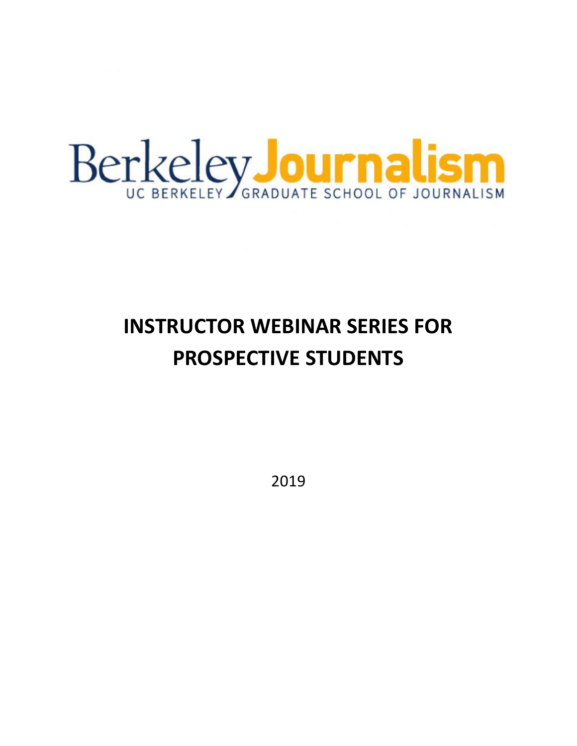Berkeley Journalism

UC BERKELEY GRADUATE SCHOOL OF JOURNALISM

# INSTRUCTOR WEBINAR SERIES FOR PROSPECTIVE STUDENTS

2019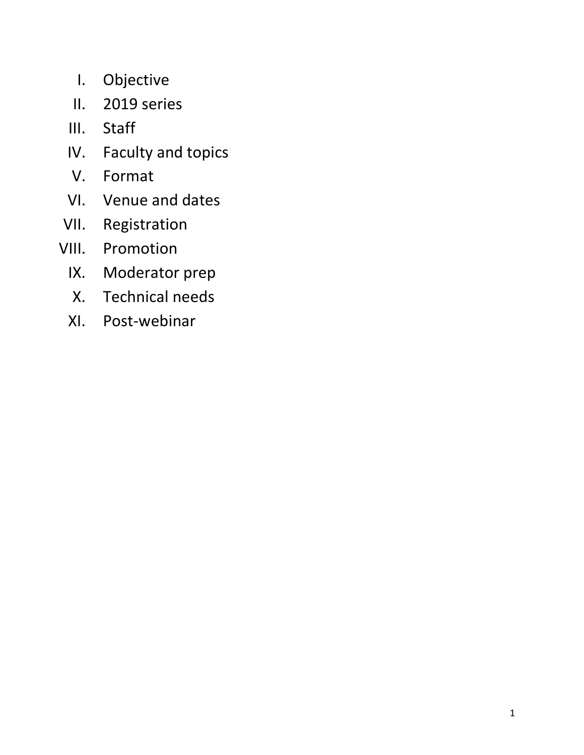I. Objective
II. 2019 series
III. Staff
IV. Faculty and topics
V. Format
VI. Venue and dates
VII. Registration
VIII. Promotion
IX. Moderator prep
X. Technical needs
XI. Post-webinar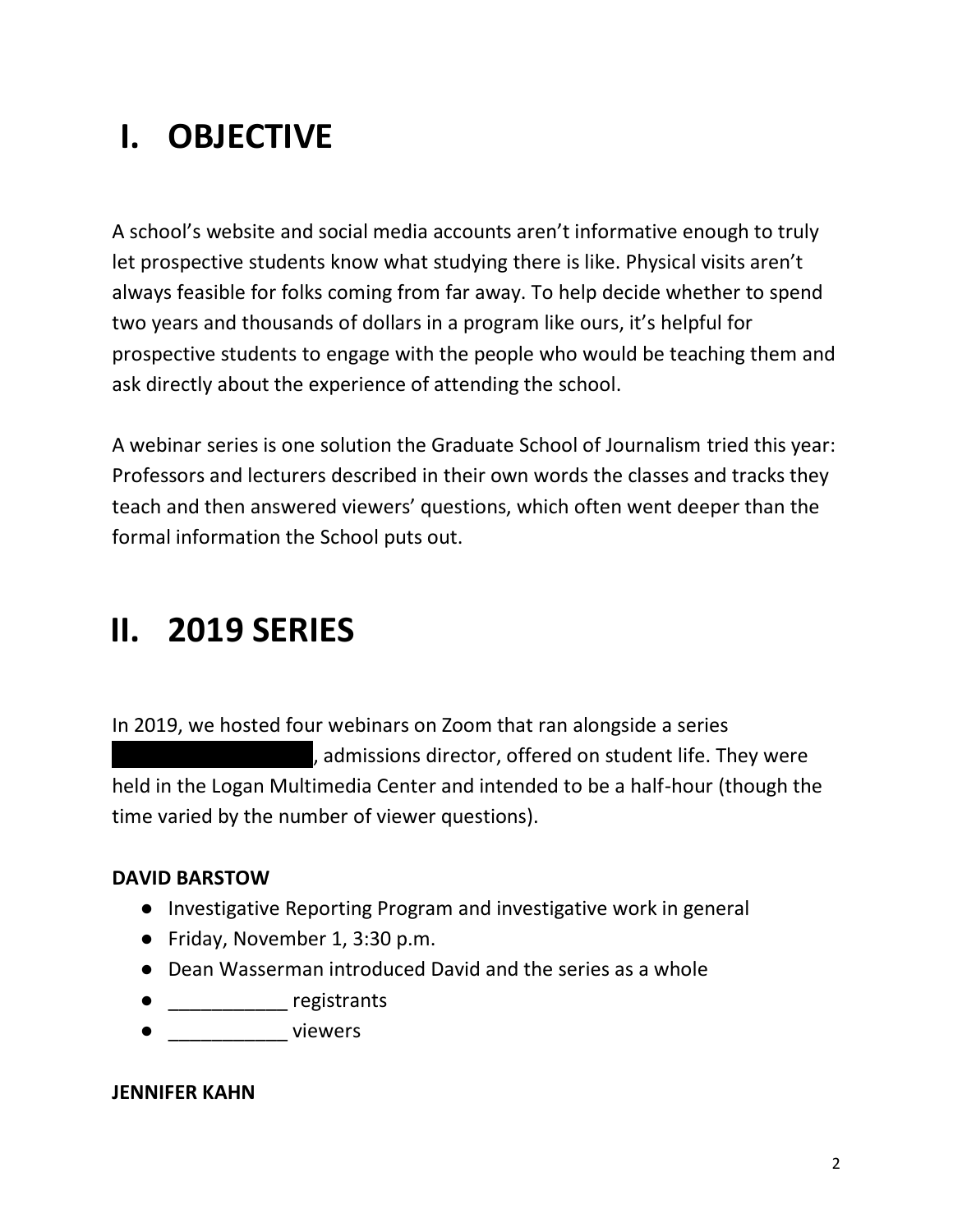# I. OBJECTIVE

A school's website and social media accounts aren't informative enough to truly let prospective students know what studying there is like. Physical visits aren't always feasible for folks coming from far away. To help decide whether to spend two years and thousands of dollars in a program like ours, it's helpful for prospective students to engage with the people who would be teaching them and ask directly about the experience of attending the school.

A webinar series is one solution the Graduate School of Journalism tried this year: Professors and lecturers described in their own words the classes and tracks they teach and then answered viewers' questions, which often went deeper than the formal information the School puts out.

# II. 2019 SERIES

In 2019, we hosted four webinars on Zoom that ran alongside a series ██████████, admissions director, offered on student life. They were held in the Logan Multimedia Center and intended to be a half-hour (though the time varied by the number of viewer questions).

**DAVID BARSTOW**

- Investigative Reporting Program and investigative work in general
- Friday, November 1, 3:30 p.m.
- Dean Wasserman introduced David and the series as a whole
- ___________ registrants
- ___________ viewers

**JENNIFER KAHN**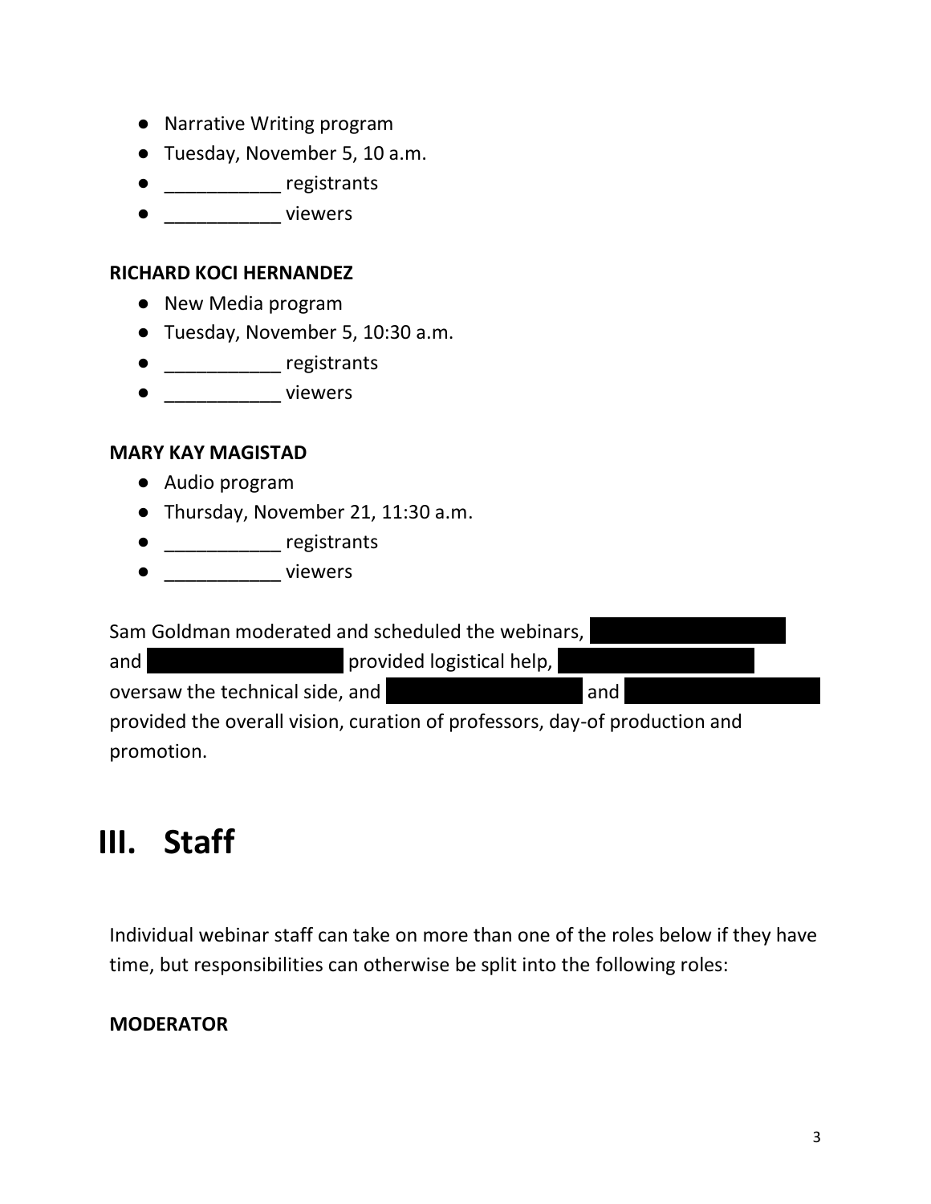- Narrative Writing program
- Tuesday, November 5, 10 a.m.
- ___________ registrants
- ___________ viewers

**RICHARD KOCI HERNANDEZ**

- New Media program
- Tuesday, November 5, 10:30 a.m.
- ___________ registrants
- ___________ viewers

**MARY KAY MAGISTAD**

- Audio program
- Thursday, November 21, 11:30 a.m.
- ___________ registrants
- ___________ viewers

Sam Goldman moderated and scheduled the webinars, [REDACTED] and [REDACTED] provided logistical help, [REDACTED] oversaw the technical side, and [REDACTED] and [REDACTED] provided the overall vision, curation of professors, day-of production and promotion.

# III. Staff

Individual webinar staff can take on more than one of the roles below if they have time, but responsibilities can otherwise be split into the following roles:

**MODERATOR**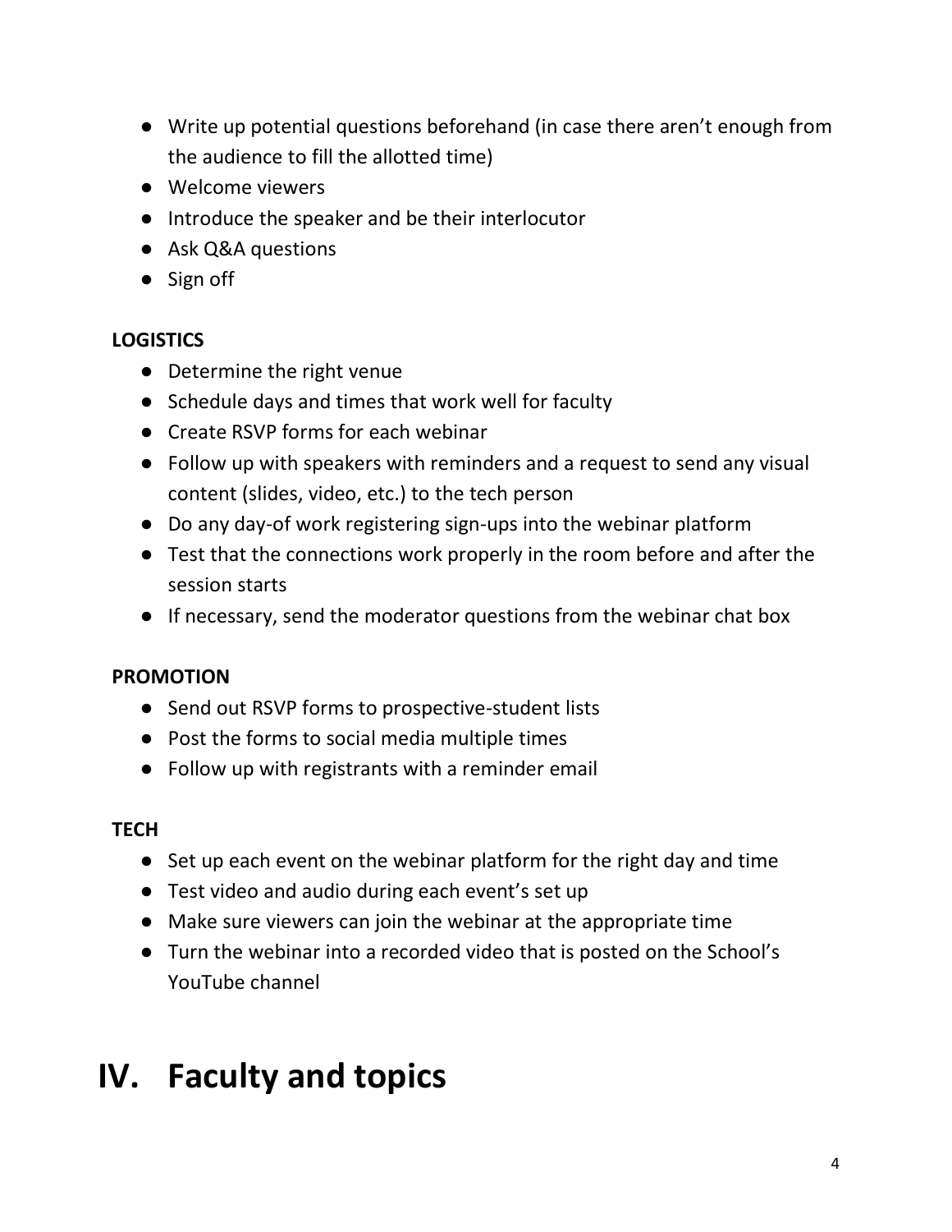- Write up potential questions beforehand (in case there aren't enough from the audience to fill the allotted time)
- Welcome viewers
- Introduce the speaker and be their interlocutor
- Ask Q&A questions
- Sign off

**LOGISTICS**

- Determine the right venue
- Schedule days and times that work well for faculty
- Create RSVP forms for each webinar
- Follow up with speakers with reminders and a request to send any visual content (slides, video, etc.) to the tech person
- Do any day-of work registering sign-ups into the webinar platform
- Test that the connections work properly in the room before and after the session starts
- If necessary, send the moderator questions from the webinar chat box

**PROMOTION**

- Send out RSVP forms to prospective-student lists
- Post the forms to social media multiple times
- Follow up with registrants with a reminder email

**TECH**

- Set up each event on the webinar platform for the right day and time
- Test video and audio during each event's set up
- Make sure viewers can join the webinar at the appropriate time
- Turn the webinar into a recorded video that is posted on the School's YouTube channel

# IV. Faculty and topics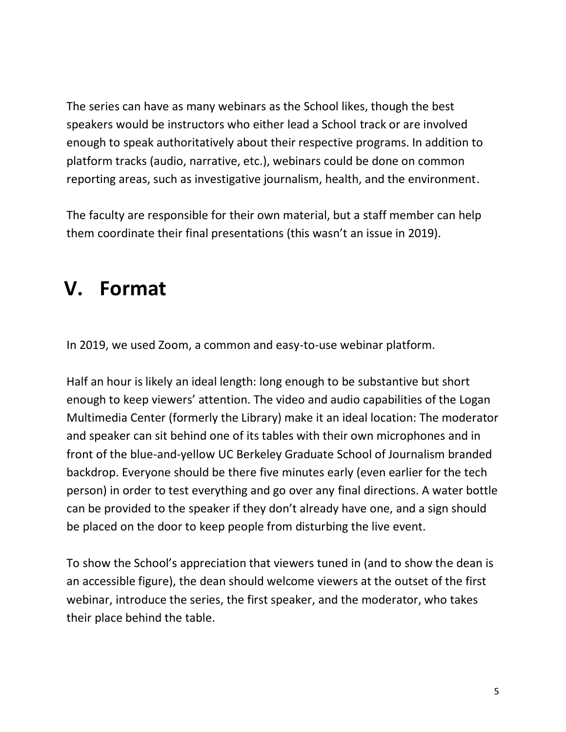The series can have as many webinars as the School likes, though the best speakers would be instructors who either lead a School track or are involved enough to speak authoritatively about their respective programs. In addition to platform tracks (audio, narrative, etc.), webinars could be done on common reporting areas, such as investigative journalism, health, and the environment.

The faculty are responsible for their own material, but a staff member can help them coordinate their final presentations (this wasn't an issue in 2019).

# V. Format

In 2019, we used Zoom, a common and easy-to-use webinar platform.

Half an hour is likely an ideal length: long enough to be substantive but short enough to keep viewers' attention. The video and audio capabilities of the Logan Multimedia Center (formerly the Library) make it an ideal location: The moderator and speaker can sit behind one of its tables with their own microphones and in front of the blue-and-yellow UC Berkeley Graduate School of Journalism branded backdrop. Everyone should be there five minutes early (even earlier for the tech person) in order to test everything and go over any final directions. A water bottle can be provided to the speaker if they don't already have one, and a sign should be placed on the door to keep people from disturbing the live event.

To show the School's appreciation that viewers tuned in (and to show the dean is an accessible figure), the dean should welcome viewers at the outset of the first webinar, introduce the series, the first speaker, and the moderator, who takes their place behind the table.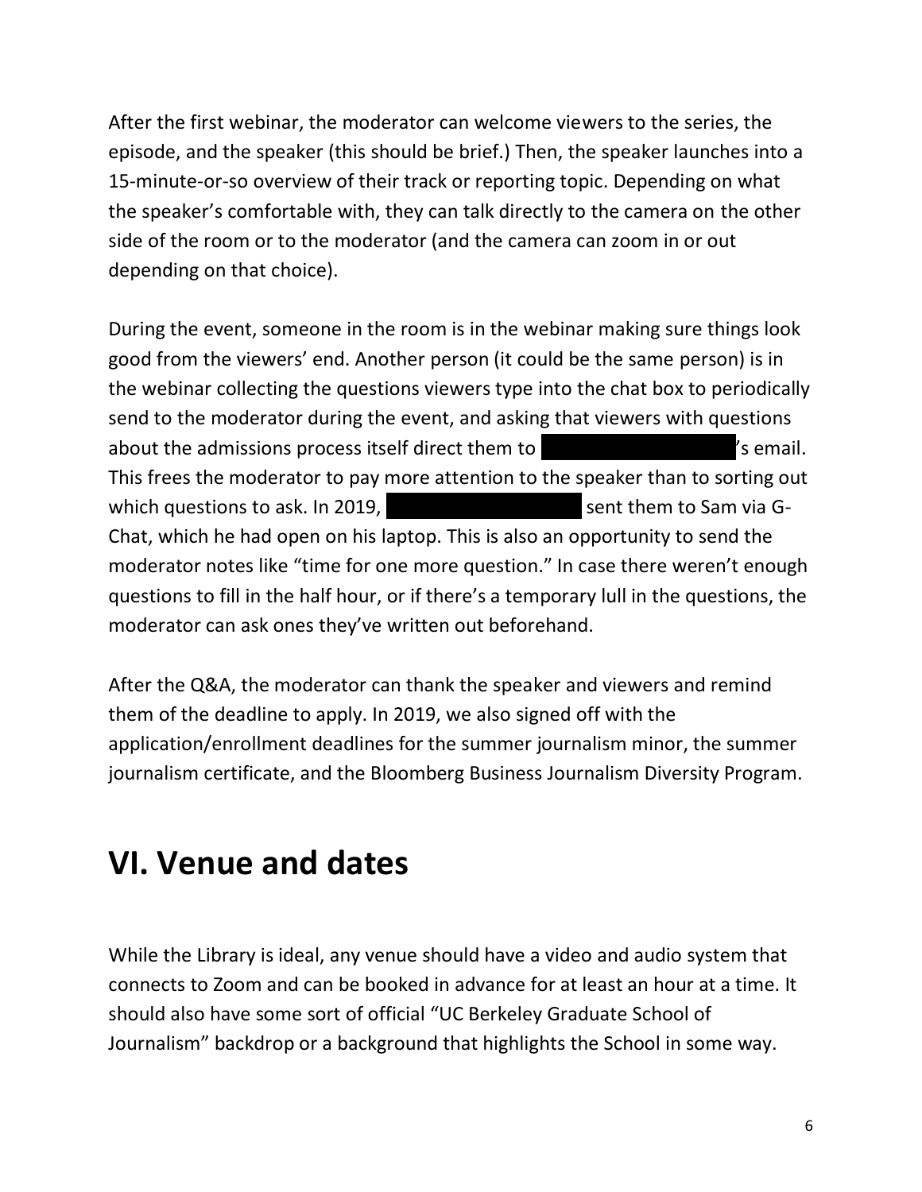After the first webinar, the moderator can welcome viewers to the series, the episode, and the speaker (this should be brief.) Then, the speaker launches into a 15-minute-or-so overview of their track or reporting topic. Depending on what the speaker's comfortable with, they can talk directly to the camera on the other side of the room or to the moderator (and the camera can zoom in or out depending on that choice).

During the event, someone in the room is in the webinar making sure things look good from the viewers' end. Another person (it could be the same person) is in the webinar collecting the questions viewers type into the chat box to periodically send to the moderator during the event, and asking that viewers with questions about the admissions process itself direct them to ’s email. This frees the moderator to pay more attention to the speaker than to sorting out which questions to ask. In 2019, sent them to Sam via G-Chat, which he had open on his laptop. This is also an opportunity to send the moderator notes like "time for one more question." In case there weren't enough questions to fill in the half hour, or if there's a temporary lull in the questions, the moderator can ask ones they've written out beforehand.

After the Q&A, the moderator can thank the speaker and viewers and remind them of the deadline to apply. In 2019, we also signed off with the application/enrollment deadlines for the summer journalism minor, the summer journalism certificate, and the Bloomberg Business Journalism Diversity Program.

# VI. Venue and dates

While the Library is ideal, any venue should have a video and audio system that connects to Zoom and can be booked in advance for at least an hour at a time. It should also have some sort of official "UC Berkeley Graduate School of Journalism" backdrop or a background that highlights the School in some way.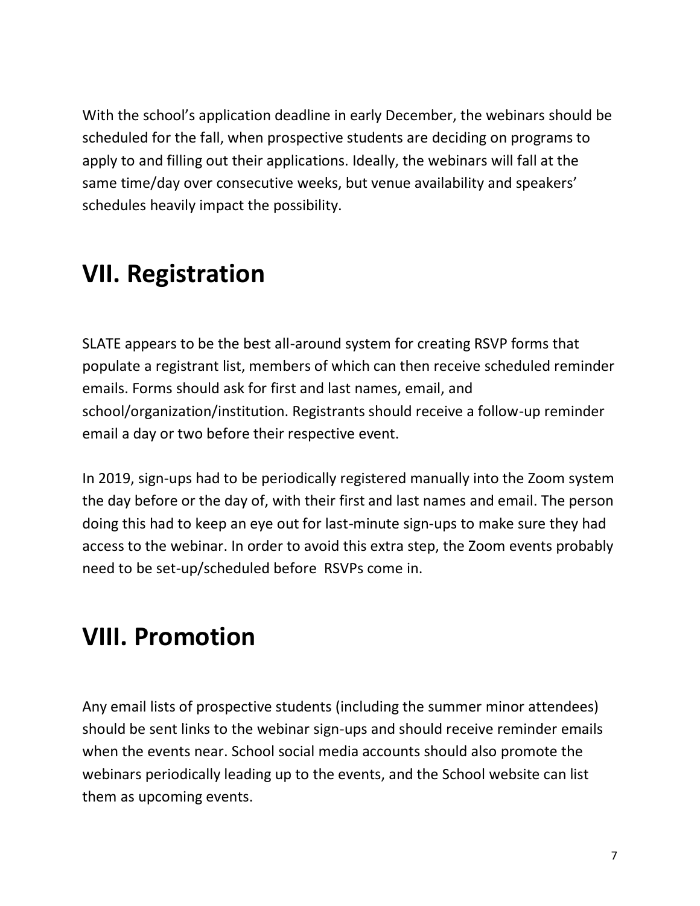With the school's application deadline in early December, the webinars should be scheduled for the fall, when prospective students are deciding on programs to apply to and filling out their applications. Ideally, the webinars will fall at the same time/day over consecutive weeks, but venue availability and speakers' schedules heavily impact the possibility.

## VII. Registration

SLATE appears to be the best all-around system for creating RSVP forms that populate a registrant list, members of which can then receive scheduled reminder emails. Forms should ask for first and last names, email, and school/organization/institution. Registrants should receive a follow-up reminder email a day or two before their respective event.

In 2019, sign-ups had to be periodically registered manually into the Zoom system the day before or the day of, with their first and last names and email. The person doing this had to keep an eye out for last-minute sign-ups to make sure they had access to the webinar. In order to avoid this extra step, the Zoom events probably need to be set-up/scheduled before RSVPs come in.

## VIII. Promotion

Any email lists of prospective students (including the summer minor attendees) should be sent links to the webinar sign-ups and should receive reminder emails when the events near. School social media accounts should also promote the webinars periodically leading up to the events, and the School website can list them as upcoming events.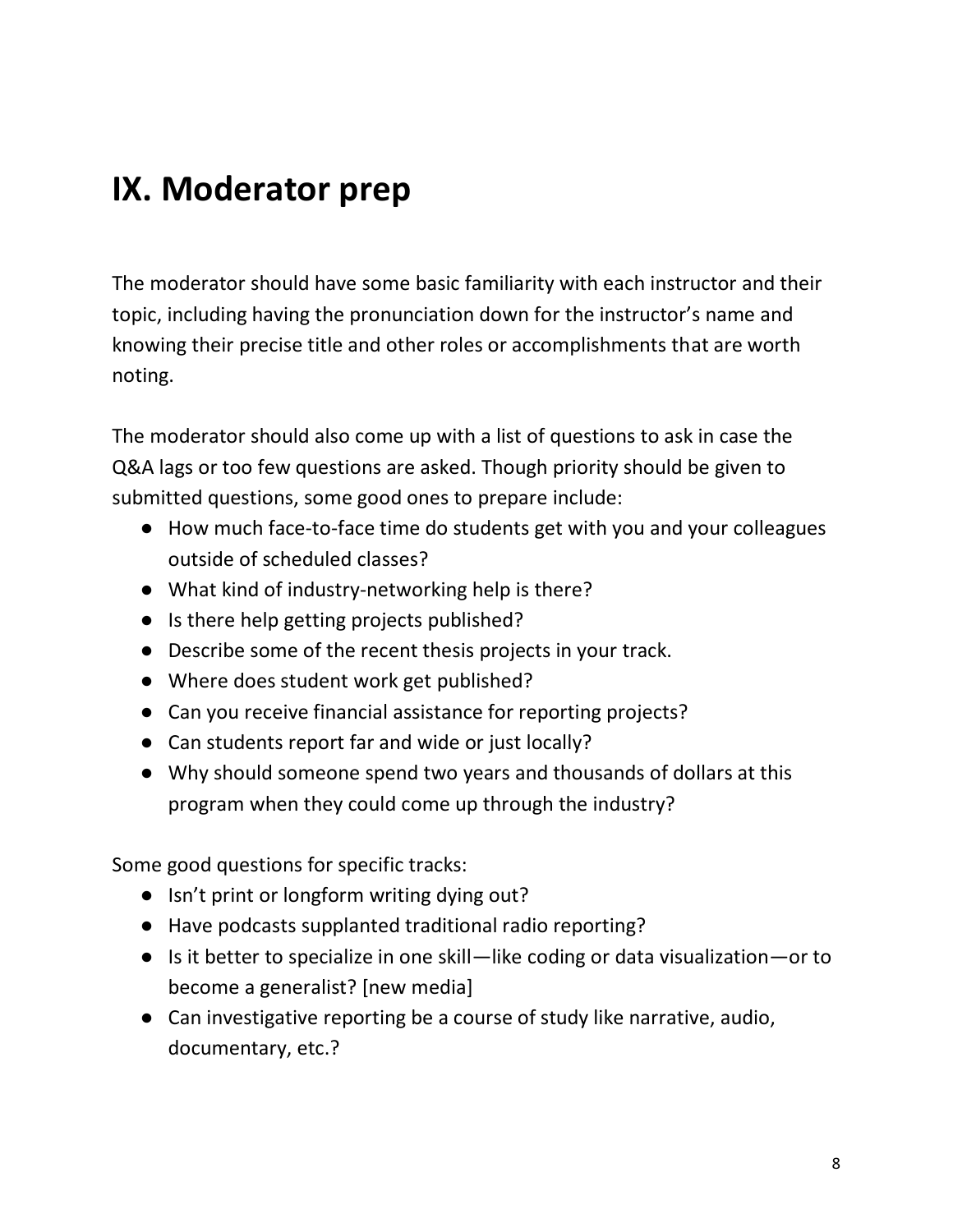# IX. Moderator prep

The moderator should have some basic familiarity with each instructor and their topic, including having the pronunciation down for the instructor's name and knowing their precise title and other roles or accomplishments that are worth noting.

The moderator should also come up with a list of questions to ask in case the Q&A lags or too few questions are asked. Though priority should be given to submitted questions, some good ones to prepare include:

- How much face-to-face time do students get with you and your colleagues outside of scheduled classes?
- What kind of industry-networking help is there?
- Is there help getting projects published?
- Describe some of the recent thesis projects in your track.
- Where does student work get published?
- Can you receive financial assistance for reporting projects?
- Can students report far and wide or just locally?
- Why should someone spend two years and thousands of dollars at this program when they could come up through the industry?

Some good questions for specific tracks:

- Isn't print or longform writing dying out?
- Have podcasts supplanted traditional radio reporting?
- Is it better to specialize in one skill—like coding or data visualization—or to become a generalist? [new media]
- Can investigative reporting be a course of study like narrative, audio, documentary, etc.?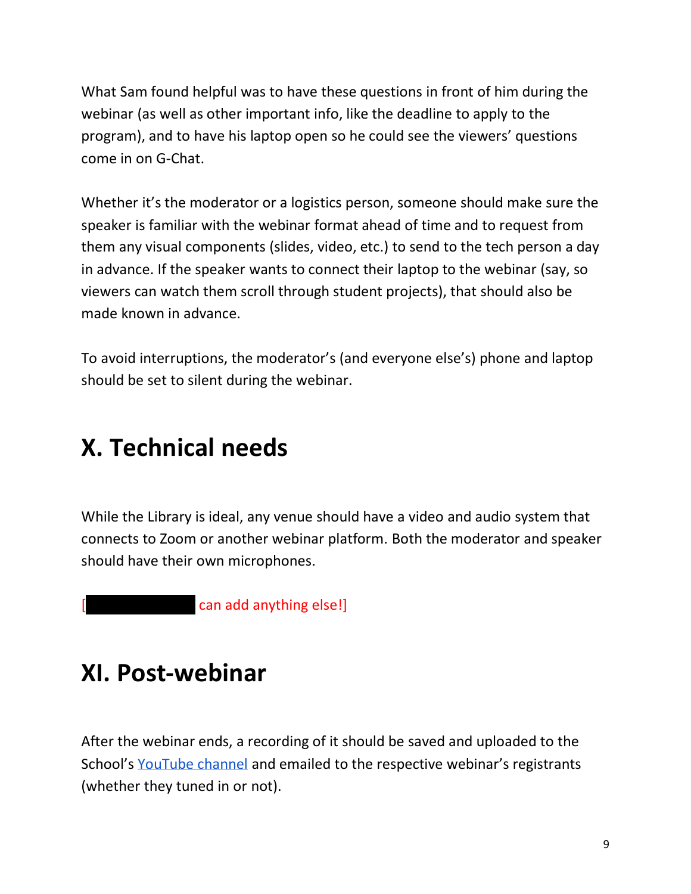What Sam found helpful was to have these questions in front of him during the webinar (as well as other important info, like the deadline to apply to the program), and to have his laptop open so he could see the viewers' questions come in on G-Chat.

Whether it's the moderator or a logistics person, someone should make sure the speaker is familiar with the webinar format ahead of time and to request from them any visual components (slides, video, etc.) to send to the tech person a day in advance. If the speaker wants to connect their laptop to the webinar (say, so viewers can watch them scroll through student projects), that should also be made known in advance.

To avoid interruptions, the moderator's (and everyone else's) phone and laptop should be set to silent during the webinar.

# X. Technical needs

While the Library is ideal, any venue should have a video and audio system that connects to Zoom or another webinar platform. Both the moderator and speaker should have their own microphones.

[█████████ can add anything else!]

# XI. Post-webinar

After the webinar ends, a recording of it should be saved and uploaded to the School's [YouTube channel]() and emailed to the respective webinar's registrants (whether they tuned in or not).